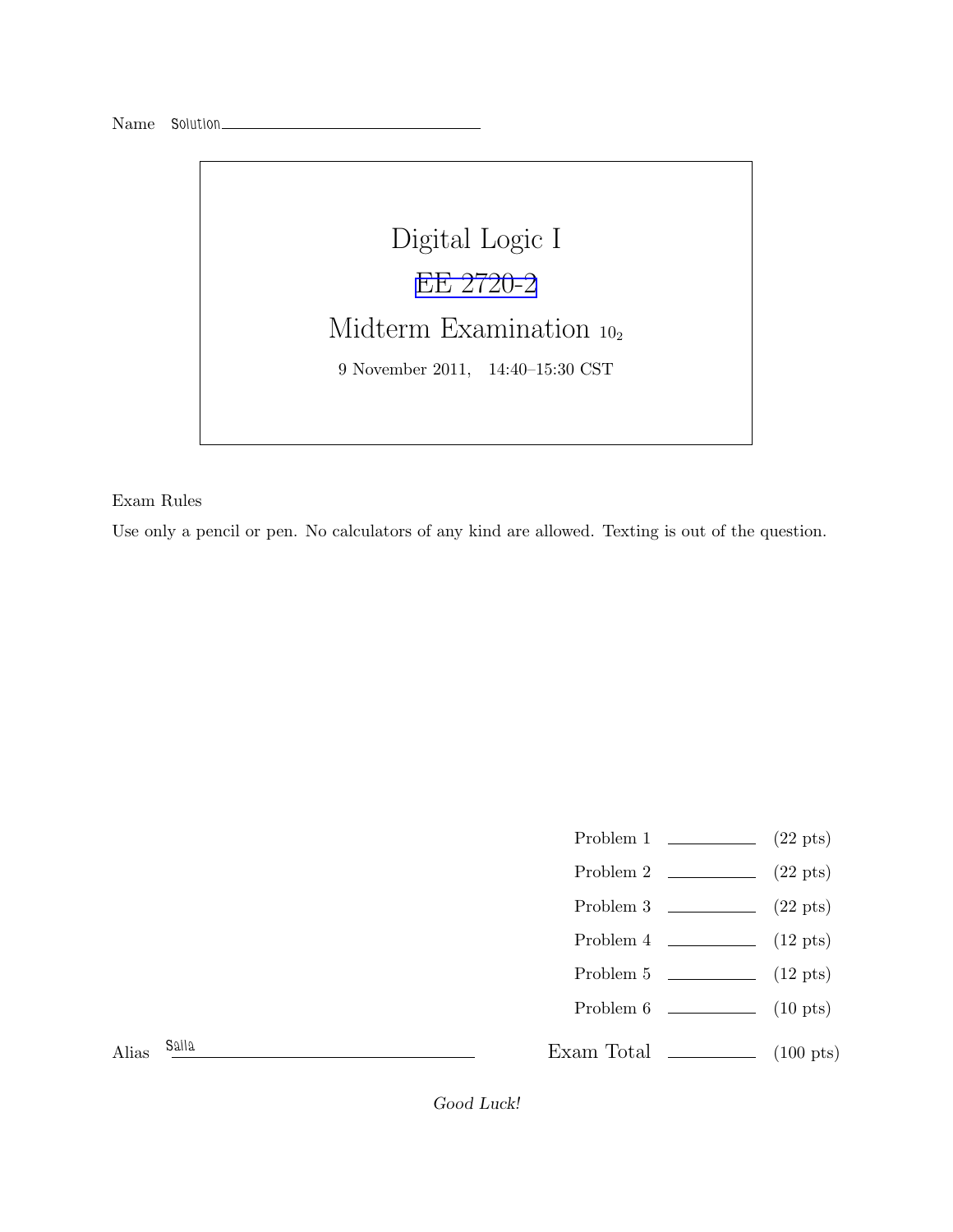Name Solution

# Digital Logic I

## EE 2720-2

## Midterm Examination $10_2$

9 November 2011, 14:40–15:30 CST

Exam Rules

Use only a pencil or pen. No calculators of any kind are allowed. Texting is out of the question.

| | | |
|---|---|---|
| Problem 1 | | (22 pts) |
| Problem 2 | | (22 pts) |
| Problem 3 | | (22 pts) |
| Problem 4 | | (12 pts) |
| Problem 5 | | (12 pts) |
| Problem 6 | | (10 pts) |
| Exam Total | | (100 pts) |

Alias Saila

*Good Luck!*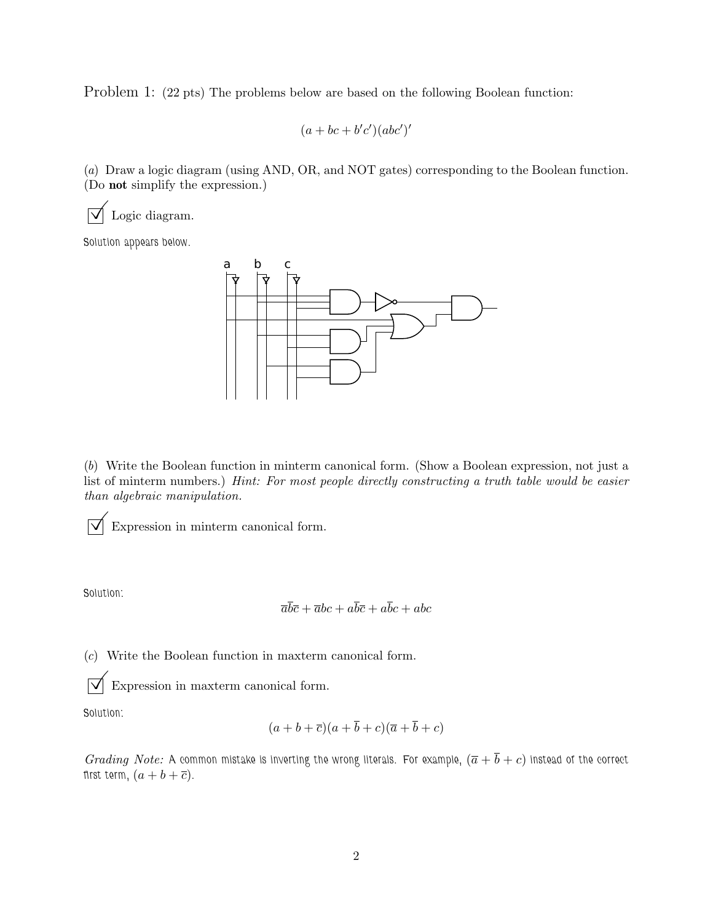Problem 1: (22 pts) The problems below are based on the following Boolean function:

$$(a + bc + b'c')(abc')'$$

(*a*) Draw a logic diagram (using AND, OR, and NOT gates) corresponding to the Boolean function. (Do **not** simplify the expression.)

☑ Logic diagram.

Solution appears below.

(*b*) Write the Boolean function in minterm canonical form. (Show a Boolean expression, not just a list of minterm numbers.) *Hint: For most people directly constructing a truth table would be easier than algebraic manipulation.*

☑ Expression in minterm canonical form.

Solution:

$$\overline{a}\overline{b}\overline{c} + \overline{a}bc + a\overline{b}\overline{c} + a\overline{b}c + abc$$

(*c*) Write the Boolean function in maxterm canonical form.

☑ Expression in maxterm canonical form.

Solution:

$$(a + b + \overline{c})(a + \overline{b} + c)(\overline{a} + \overline{b} + c)$$

*Grading Note:* A common mistake is inverting the wrong literals. For example, $(\overline{a} + \overline{b} + c)$ instead of the correct first term, $(a + b + \overline{c})$.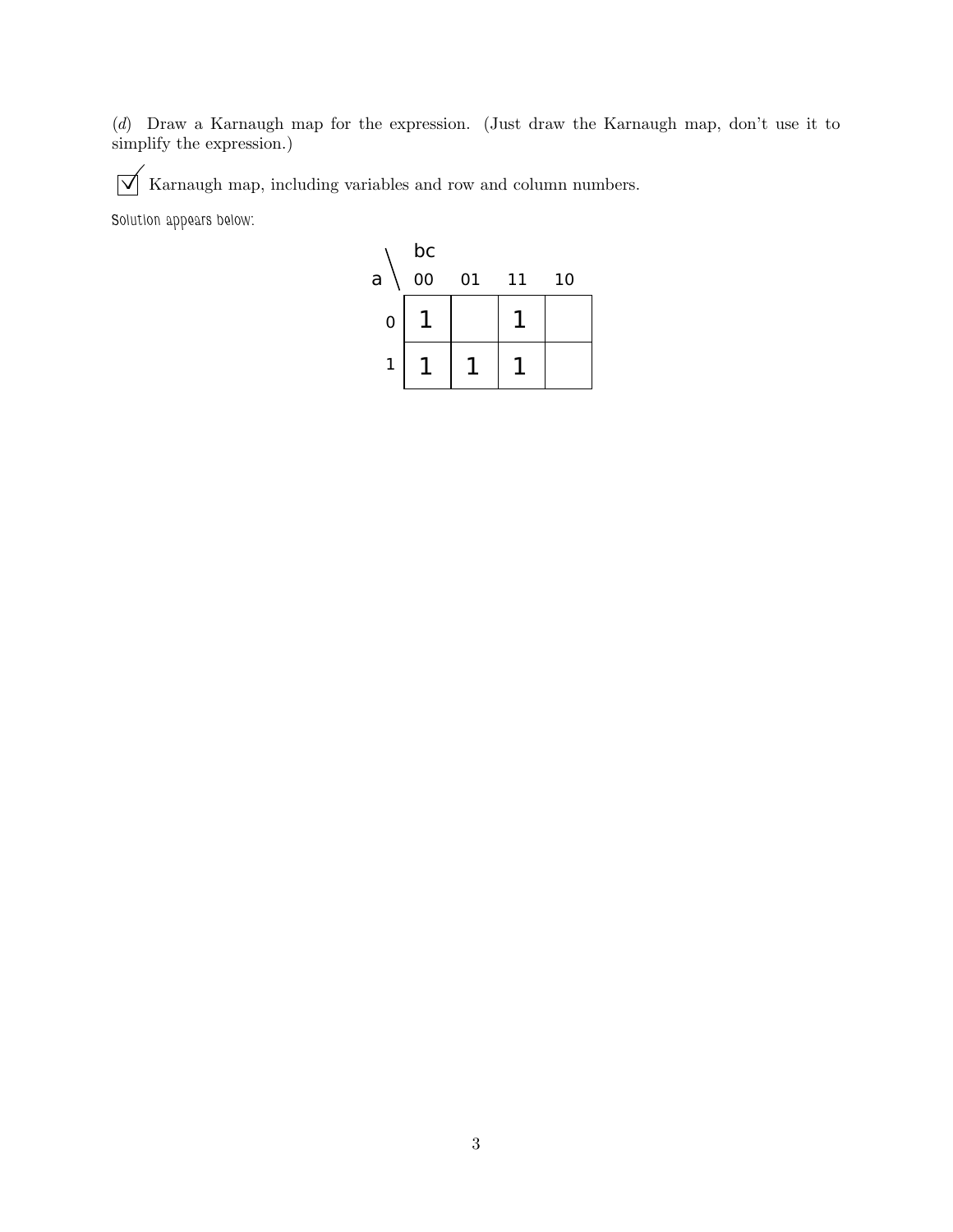(*d*) Draw a Karnaugh map for the expression. (Just draw the Karnaugh map, don't use it to simplify the expression.)

☑ Karnaugh map, including variables and row and column numbers.

Solution appears below:

| a \ bc | 00 | 01 | 11 | 10 |
|---|---|---|---|---|
| 0 | 1 | | 1 | |
| 1 | 1 | 1 | 1 | |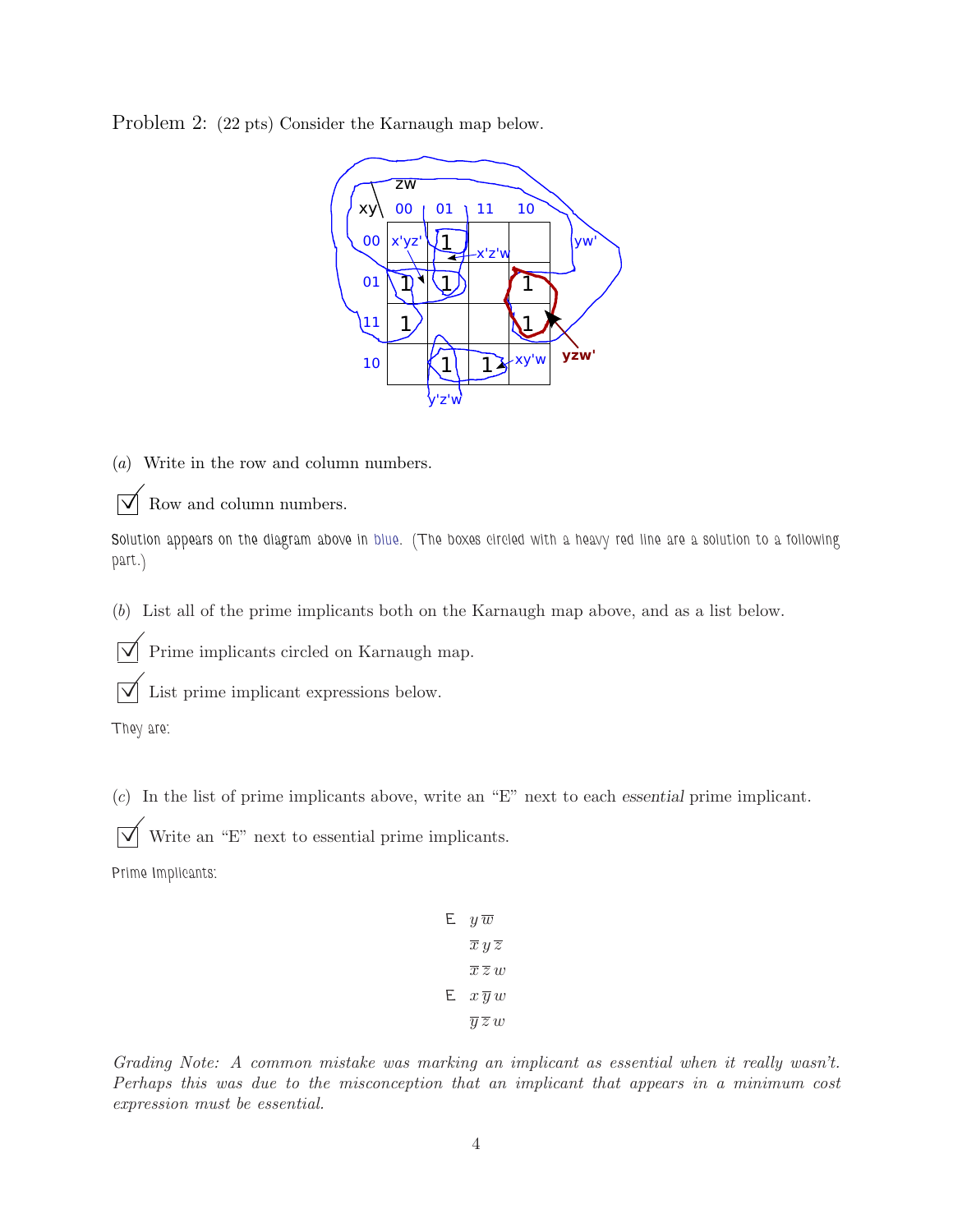Problem 2: (22 pts) Consider the Karnaugh map below.

| xy \ zw | 00 | 01 | 11 | 10 |
|---|---|---|---|---|
| 00 | | 1 | | |
| 01 | 1 | 1 | | 1 |
| 11 | 1 | | | 1 |
| 10 | | 1 | 1 | |

Circled groups on the map: x'yz', x'z'w, yw', yzw', xy'w, y'z'w

(*a*) Write in the row and column numbers.

☑ Row and column numbers.

Solution appears on the diagram above in blue. (The boxes circled with a heavy red line are a solution to a following part.)

(*b*) List all of the prime implicants both on the Karnaugh map above, and as a list below.

☑ Prime implicants circled on Karnaugh map.

☑ List prime implicant expressions below.

They are:

(*c*) In the list of prime implicants above, write an "E" next to each *essential* prime implicant.

☑ Write an "E" next to essential prime implicants.

Prime Implicants:

E $y\,\overline{w}$

$\overline{x}\,y\,\overline{z}$

$\overline{x}\,\overline{z}\,w$

E $x\,\overline{y}\,w$

$\overline{y}\,\overline{z}\,w$

*Grading Note: A common mistake was marking an implicant as essential when it really wasn't. Perhaps this was due to the misconception that an implicant that appears in a minimum cost expression must be essential.*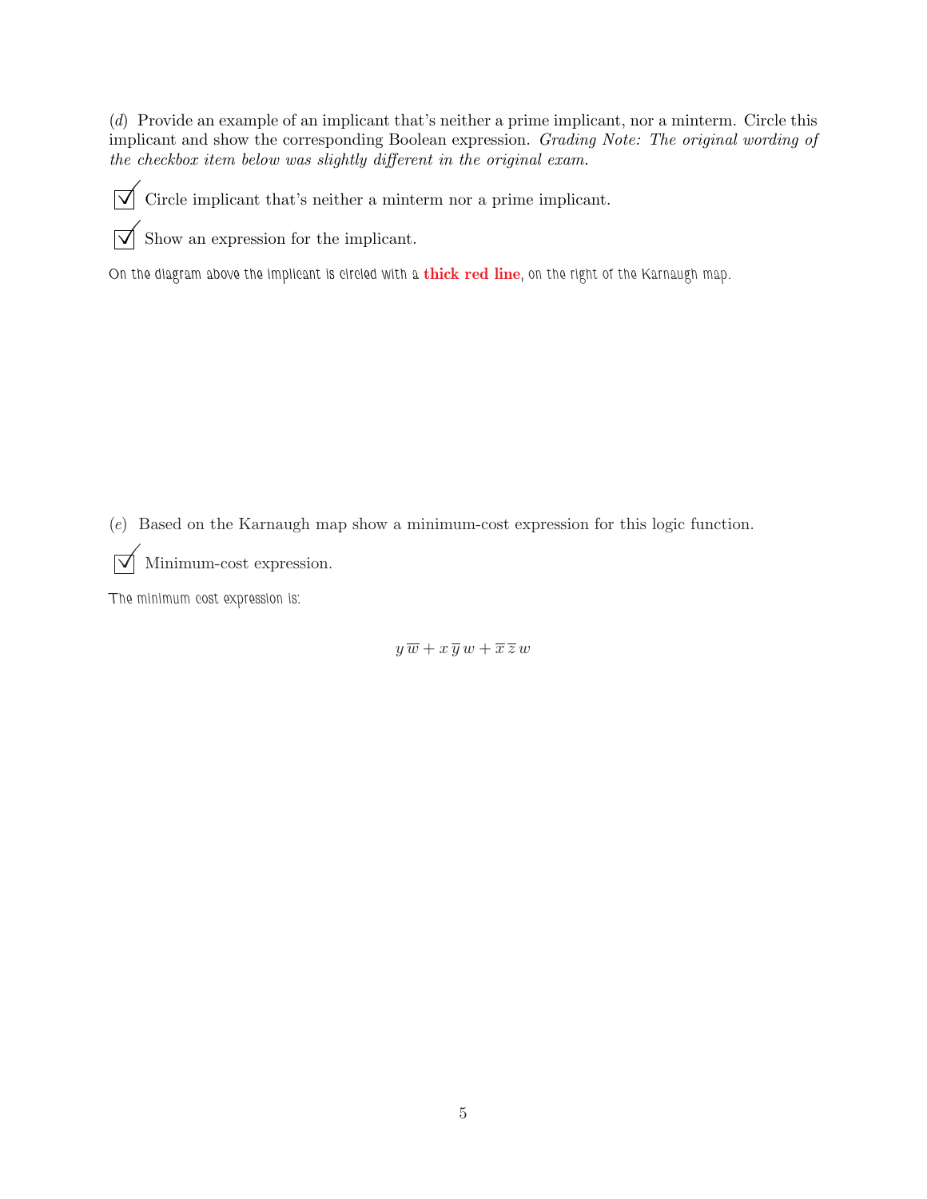(*d*) Provide an example of an implicant that's neither a prime implicant, nor a minterm. Circle this implicant and show the corresponding Boolean expression. *Grading Note: The original wording of the checkbox item below was slightly different in the original exam.*

☑ Circle implicant that's neither a minterm nor a prime implicant.

☑ Show an expression for the implicant.

On the diagram above the implicant is circled with a **thick red line**, on the right of the Karnaugh map.

(*e*) Based on the Karnaugh map show a minimum-cost expression for this logic function.

☑ Minimum-cost expression.

The minimum cost expression is:

$$y\,\overline{w} + x\,\overline{y}\,w + \overline{x}\,\overline{z}\,w$$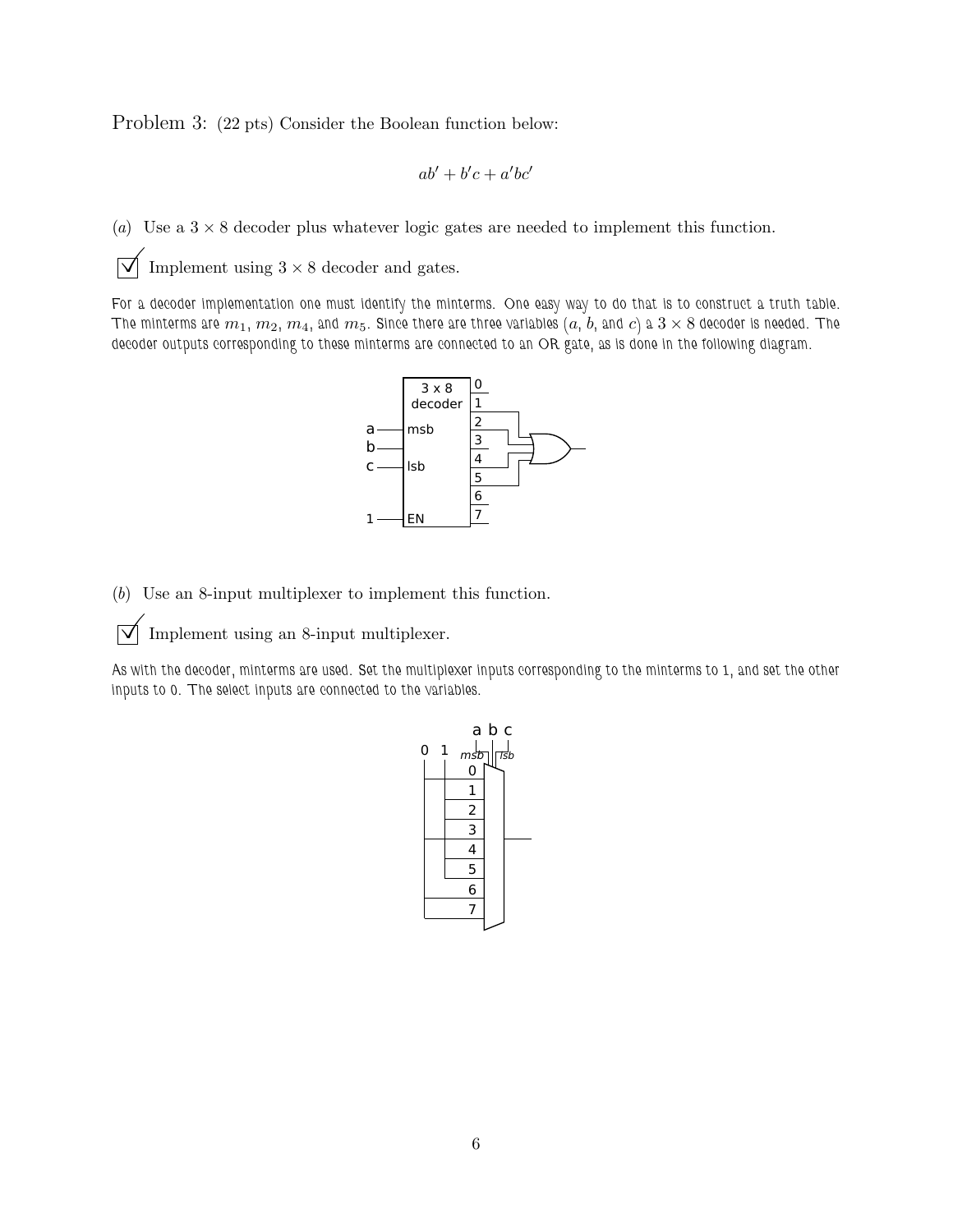Problem 3: (22 pts) Consider the Boolean function below:

$$ab' + b'c + a'bc'$$

(*a*) Use a $3 \times 8$ decoder plus whatever logic gates are needed to implement this function.

☑ Implement using $3 \times 8$ decoder and gates.

For a decoder implementation one must identify the minterms. One easy way to do that is to construct a truth table. The minterms are $m_1$, $m_2$, $m_4$, and $m_5$. Since there are three variables ($a$, $b$, and $c$) a $3 \times 8$ decoder is needed. The decoder outputs corresponding to these minterms are connected to an OR gate, as is done in the following diagram.

(*b*) Use an 8-input multiplexer to implement this function.

☑ Implement using an 8-input multiplexer.

As with the decoder, minterms are used. Set the multiplexer inputs corresponding to the minterms to 1, and set the other inputs to 0. The select inputs are connected to the variables.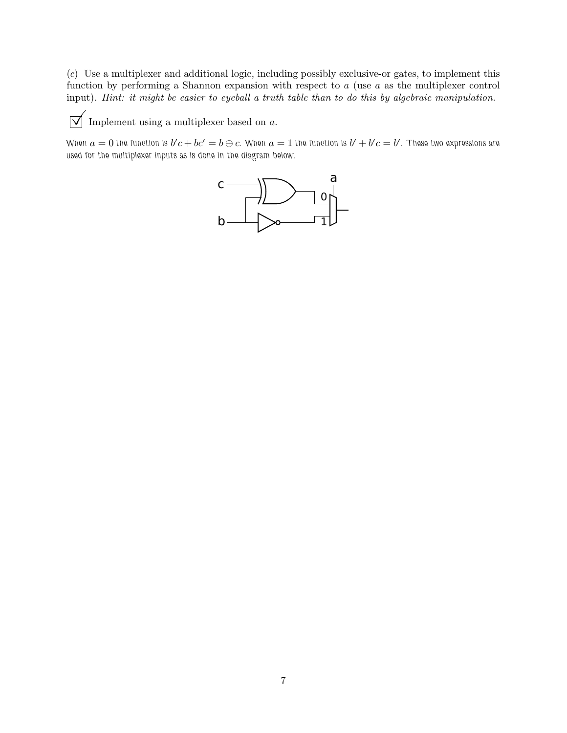(*c*) Use a multiplexer and additional logic, including possibly exclusive-or gates, to implement this function by performing a Shannon expansion with respect to $a$ (use $a$ as the multiplexer control input). *Hint: it might be easier to eyeball a truth table than to do this by algebraic manipulation.*

☑ Implement using a multiplexer based on $a$.

When $a = 0$ the function is $b'c + bc' = b \oplus c$. When $a = 1$ the function is $b' + b'c = b'$. These two expressions are used for the multiplexer inputs as is done in the diagram below: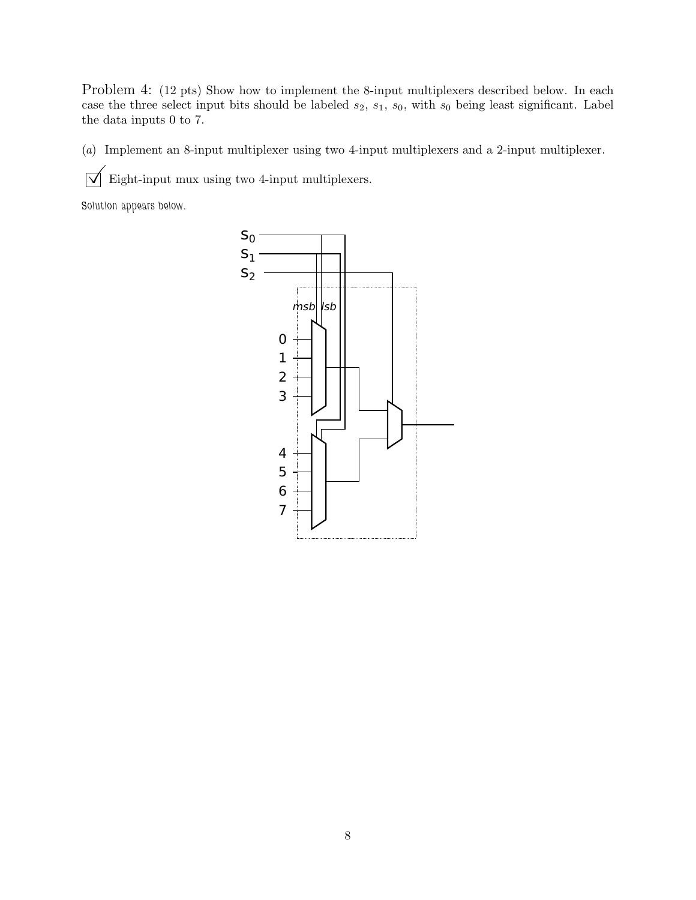Problem 4: (12 pts) Show how to implement the 8-input multiplexers described below. In each case the three select input bits should be labeled $s_2$, $s_1$, $s_0$, with $s_0$ being least significant. Label the data inputs 0 to 7.

(*a*) Implement an 8-input multiplexer using two 4-input multiplexers and a 2-input multiplexer.

☑ Eight-input mux using two 4-input multiplexers.

Solution appears below.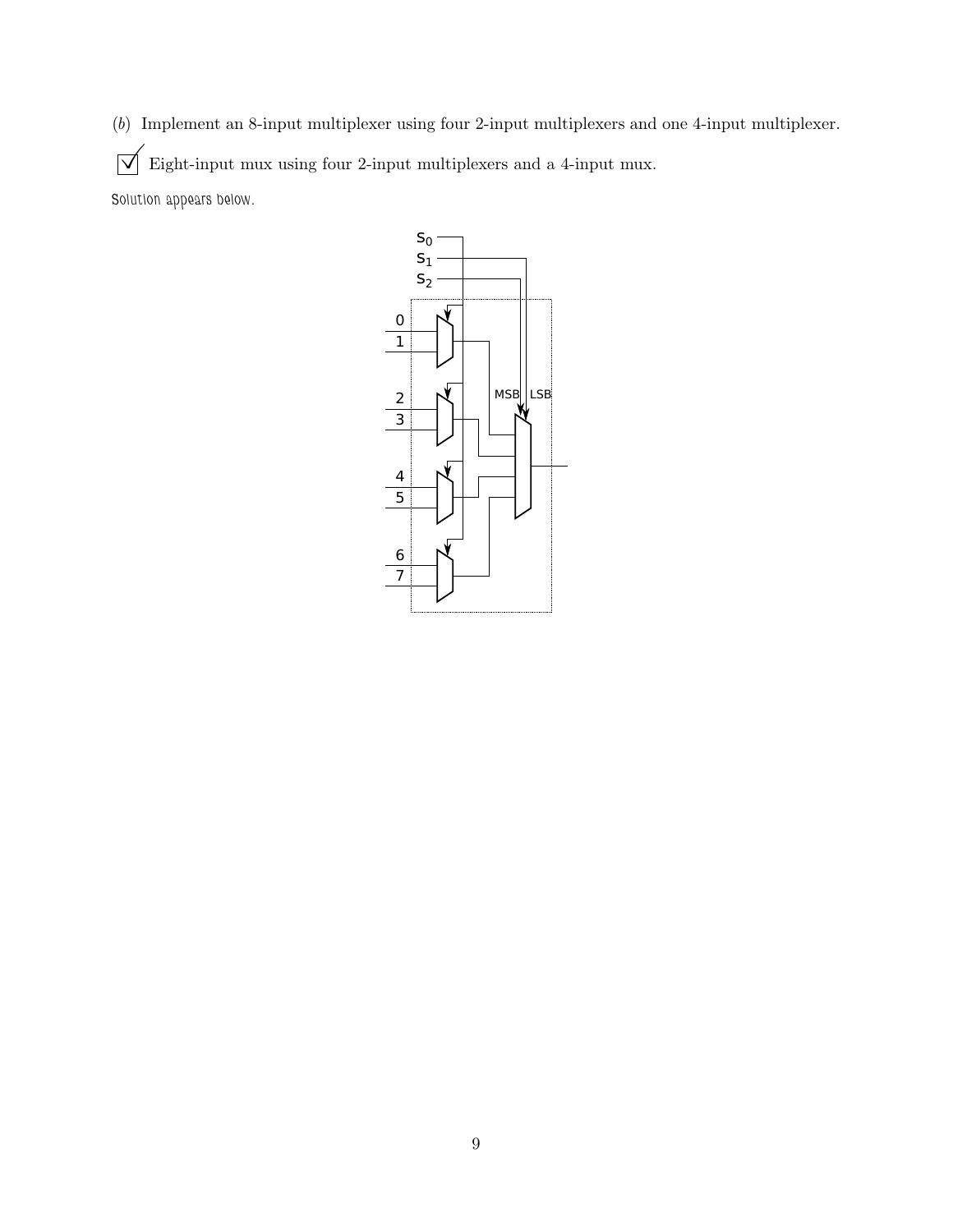(*b*) Implement an 8-input multiplexer using four 2-input multiplexers and one 4-input multiplexer.

☑ Eight-input mux using four 2-input multiplexers and a 4-input mux.

Solution appears below.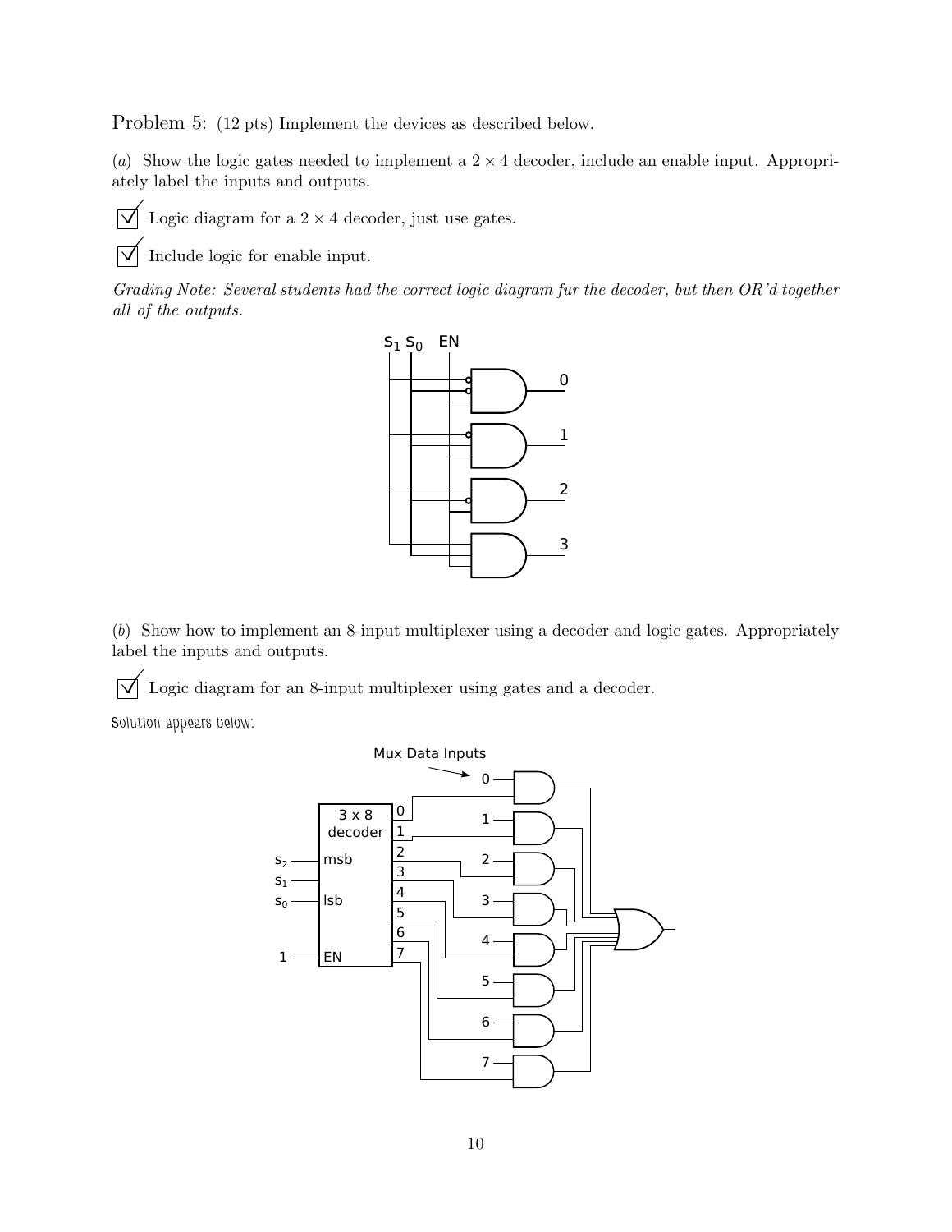Problem 5: (12 pts) Implement the devices as described below.

(*a*) Show the logic gates needed to implement a $2 \times 4$ decoder, include an enable input. Appropriately label the inputs and outputs.

☑ Logic diagram for a $2 \times 4$ decoder, just use gates.

☑ Include logic for enable input.

*Grading Note: Several students had the correct logic diagram fur the decoder, but then OR'd together all of the outputs.*

(*b*) Show how to implement an 8-input multiplexer using a decoder and logic gates. Appropriately label the inputs and outputs.

☑ Logic diagram for an 8-input multiplexer using gates and a decoder.

Solution appears below: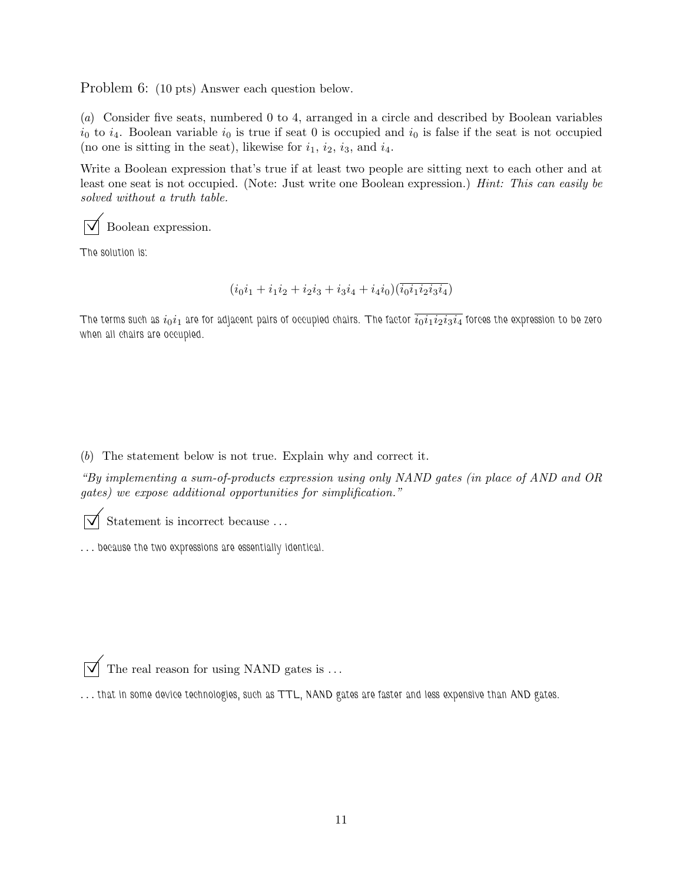Problem 6: (10 pts) Answer each question below.

(*a*) Consider five seats, numbered 0 to 4, arranged in a circle and described by Boolean variables $i_0$ to $i_4$. Boolean variable $i_0$ is true if seat 0 is occupied and $i_0$ is false if the seat is not occupied (no one is sitting in the seat), likewise for $i_1$, $i_2$, $i_3$, and $i_4$.

Write a Boolean expression that's true if at least two people are sitting next to each other and at least one seat is not occupied. (Note: Just write one Boolean expression.) *Hint: This can easily be solved without a truth table.*

☑ Boolean expression.

The solution is:

$$(i_0 i_1 + i_1 i_2 + i_2 i_3 + i_3 i_4 + i_4 i_0)(\overline{i_0 i_1 i_2 i_3 i_4})$$

The terms such as $i_0 i_1$ are for adjacent pairs of occupied chairs. The factor $\overline{i_0 i_1 i_2 i_3 i_4}$ forces the expression to be zero when all chairs are occupied.

(*b*) The statement below is not true. Explain why and correct it.

*"By implementing a sum-of-products expression using only NAND gates (in place of AND and OR gates) we expose additional opportunities for simplification."*

☑ Statement is incorrect because ...

... because the two expressions are essentially identical.

☑ The real reason for using NAND gates is ...

... that in some device technologies, such as TTL, NAND gates are faster and less expensive than AND gates.